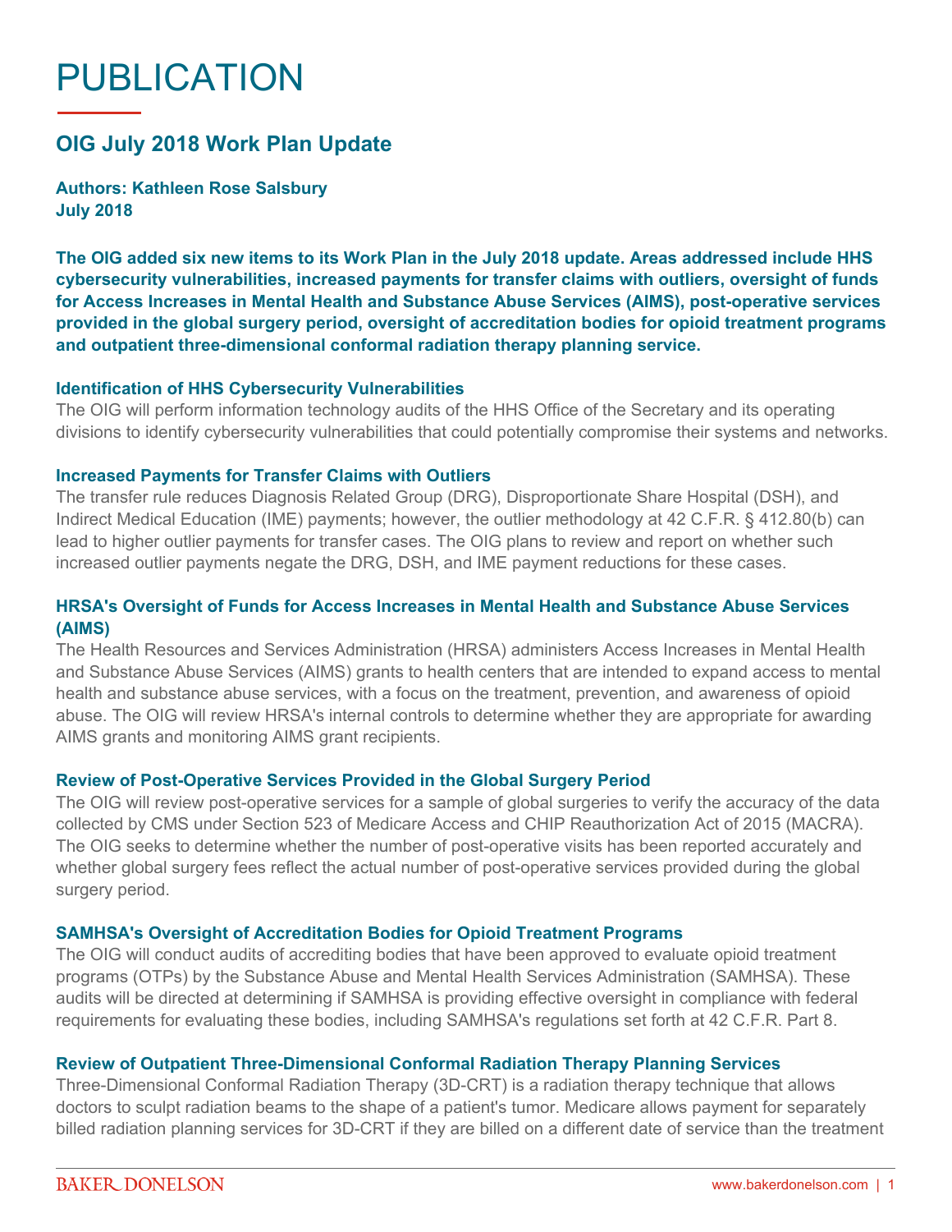# PUBLICATION

## OIG July 2018 Work Plan Update

**Authors: Kathleen Rose Salsbury**
**July 2018**

**The OIG added six new items to its Work Plan in the July 2018 update. Areas addressed include HHS cybersecurity vulnerabilities, increased payments for transfer claims with outliers, oversight of funds for Access Increases in Mental Health and Substance Abuse Services (AIMS), post-operative services provided in the global surgery period, oversight of accreditation bodies for opioid treatment programs and outpatient three-dimensional conformal radiation therapy planning service.**

### Identification of HHS Cybersecurity Vulnerabilities

The OIG will perform information technology audits of the HHS Office of the Secretary and its operating divisions to identify cybersecurity vulnerabilities that could potentially compromise their systems and networks.

### Increased Payments for Transfer Claims with Outliers

The transfer rule reduces Diagnosis Related Group (DRG), Disproportionate Share Hospital (DSH), and Indirect Medical Education (IME) payments; however, the outlier methodology at 42 C.F.R. § 412.80(b) can lead to higher outlier payments for transfer cases. The OIG plans to review and report on whether such increased outlier payments negate the DRG, DSH, and IME payment reductions for these cases.

### HRSA's Oversight of Funds for Access Increases in Mental Health and Substance Abuse Services (AIMS)

The Health Resources and Services Administration (HRSA) administers Access Increases in Mental Health and Substance Abuse Services (AIMS) grants to health centers that are intended to expand access to mental health and substance abuse services, with a focus on the treatment, prevention, and awareness of opioid abuse. The OIG will review HRSA's internal controls to determine whether they are appropriate for awarding AIMS grants and monitoring AIMS grant recipients.

### Review of Post-Operative Services Provided in the Global Surgery Period

The OIG will review post-operative services for a sample of global surgeries to verify the accuracy of the data collected by CMS under Section 523 of Medicare Access and CHIP Reauthorization Act of 2015 (MACRA). The OIG seeks to determine whether the number of post-operative visits has been reported accurately and whether global surgery fees reflect the actual number of post-operative services provided during the global surgery period.

### SAMHSA's Oversight of Accreditation Bodies for Opioid Treatment Programs

The OIG will conduct audits of accrediting bodies that have been approved to evaluate opioid treatment programs (OTPs) by the Substance Abuse and Mental Health Services Administration (SAMHSA). These audits will be directed at determining if SAMHSA is providing effective oversight in compliance with federal requirements for evaluating these bodies, including SAMHSA's regulations set forth at 42 C.F.R. Part 8.

### Review of Outpatient Three-Dimensional Conformal Radiation Therapy Planning Services

Three-Dimensional Conformal Radiation Therapy (3D-CRT) is a radiation therapy technique that allows doctors to sculpt radiation beams to the shape of a patient's tumor. Medicare allows payment for separately billed radiation planning services for 3D-CRT if they are billed on a different date of service than the treatment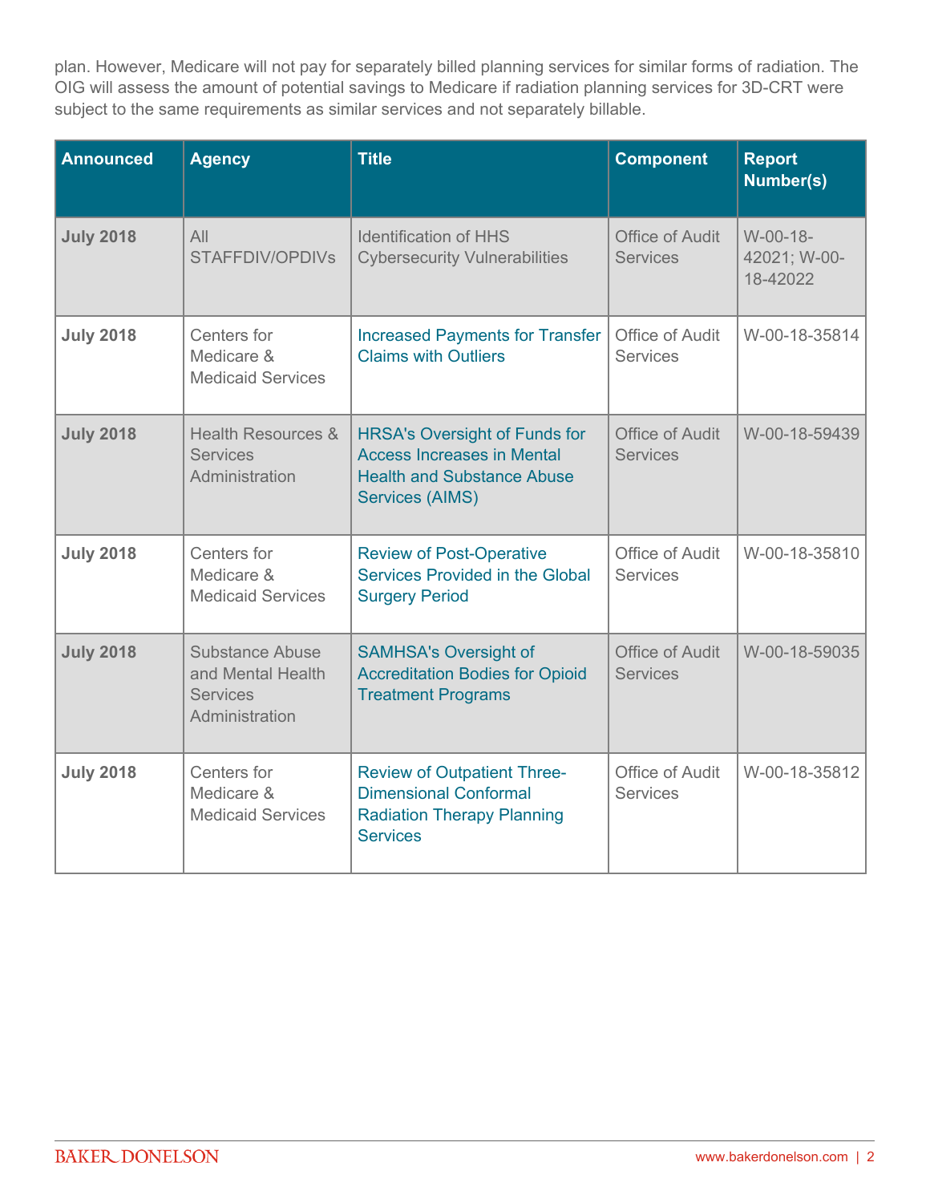plan. However, Medicare will not pay for separately billed planning services for similar forms of radiation. The OIG will assess the amount of potential savings to Medicare if radiation planning services for 3D-CRT were subject to the same requirements as similar services and not separately billable.

| Announced | Agency | Title | Component | Report Number(s) |
|---|---|---|---|---|
| **July 2018** | All STAFFDIV/OPDIVs | Identification of HHS Cybersecurity Vulnerabilities | Office of Audit Services | W-00-18-42021; W-00-18-42022 |
| **July 2018** | Centers for Medicare & Medicaid Services | Increased Payments for Transfer Claims with Outliers | Office of Audit Services | W-00-18-35814 |
| **July 2018** | Health Resources & Services Administration | HRSA's Oversight of Funds for Access Increases in Mental Health and Substance Abuse Services (AIMS) | Office of Audit Services | W-00-18-59439 |
| **July 2018** | Centers for Medicare & Medicaid Services | Review of Post-Operative Services Provided in the Global Surgery Period | Office of Audit Services | W-00-18-35810 |
| **July 2018** | Substance Abuse and Mental Health Services Administration | SAMHSA's Oversight of Accreditation Bodies for Opioid Treatment Programs | Office of Audit Services | W-00-18-59035 |
| **July 2018** | Centers for Medicare & Medicaid Services | Review of Outpatient Three-Dimensional Conformal Radiation Therapy Planning Services | Office of Audit Services | W-00-18-35812 |